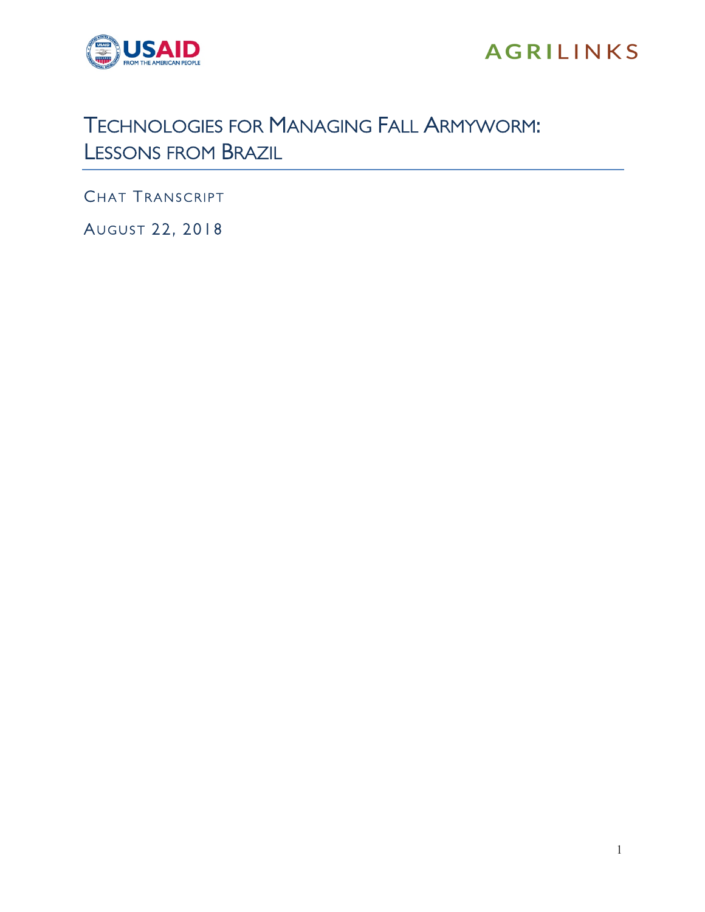# Technologies for Managing Fall Armyworm: Lessons from Brazil

Chat Transcript

August 22, 2018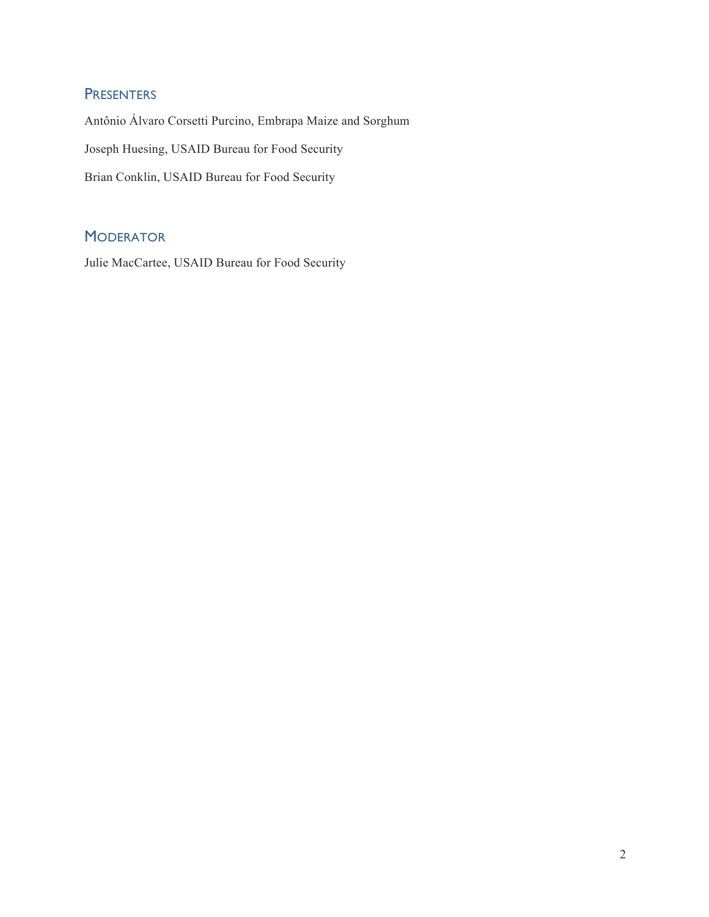## Presenters

Antônio Álvaro Corsetti Purcino, Embrapa Maize and Sorghum

Joseph Huesing, USAID Bureau for Food Security

Brian Conklin, USAID Bureau for Food Security

## Moderator

Julie MacCartee, USAID Bureau for Food Security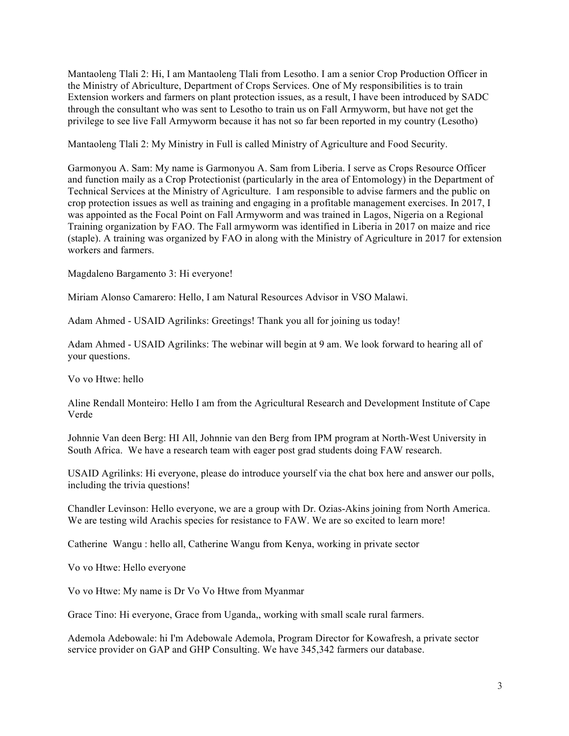Mantaoleng Tlali 2: Hi, I am Mantaoleng Tlali from Lesotho. I am a senior Crop Production Officer in the Ministry of Abriculture, Department of Crops Services. One of My responsibilities is to train Extension workers and farmers on plant protection issues, as a result, I have been introduced by SADC through the consultant who was sent to Lesotho to train us on Fall Armyworm, but have not get the privilege to see live Fall Armyworm because it has not so far been reported in my country (Lesotho)

Mantaoleng Tlali 2: My Ministry in Full is called Ministry of Agriculture and Food Security.

Garmonyou A. Sam: My name is Garmonyou A. Sam from Liberia. I serve as Crops Resource Officer and function maily as a Crop Protectionist (particularly in the area of Entomology) in the Department of Technical Services at the Ministry of Agriculture. I am responsible to advise farmers and the public on crop protection issues as well as training and engaging in a profitable management exercises. In 2017, I was appointed as the Focal Point on Fall Armyworm and was trained in Lagos, Nigeria on a Regional Training organization by FAO. The Fall armyworm was identified in Liberia in 2017 on maize and rice (staple). A training was organized by FAO in along with the Ministry of Agriculture in 2017 for extension workers and farmers.

Magdaleno Bargamento 3: Hi everyone!

Miriam Alonso Camarero: Hello, I am Natural Resources Advisor in VSO Malawi.

Adam Ahmed - USAID Agrilinks: Greetings! Thank you all for joining us today!

Adam Ahmed - USAID Agrilinks: The webinar will begin at 9 am. We look forward to hearing all of your questions.

Vo vo Htwe: hello

Aline Rendall Monteiro: Hello I am from the Agricultural Research and Development Institute of Cape Verde

Johnnie Van deen Berg: HI All, Johnnie van den Berg from IPM program at North-West University in South Africa. We have a research team with eager post grad students doing FAW research.

USAID Agrilinks: Hi everyone, please do introduce yourself via the chat box here and answer our polls, including the trivia questions!

Chandler Levinson: Hello everyone, we are a group with Dr. Ozias-Akins joining from North America. We are testing wild Arachis species for resistance to FAW. We are so excited to learn more!

Catherine Wangu : hello all, Catherine Wangu from Kenya, working in private sector

Vo vo Htwe: Hello everyone

Vo vo Htwe: My name is Dr Vo Vo Htwe from Myanmar

Grace Tino: Hi everyone, Grace from Uganda,, working with small scale rural farmers.

Ademola Adebowale: hi I'm Adebowale Ademola, Program Director for Kowafresh, a private sector service provider on GAP and GHP Consulting. We have 345,342 farmers our database.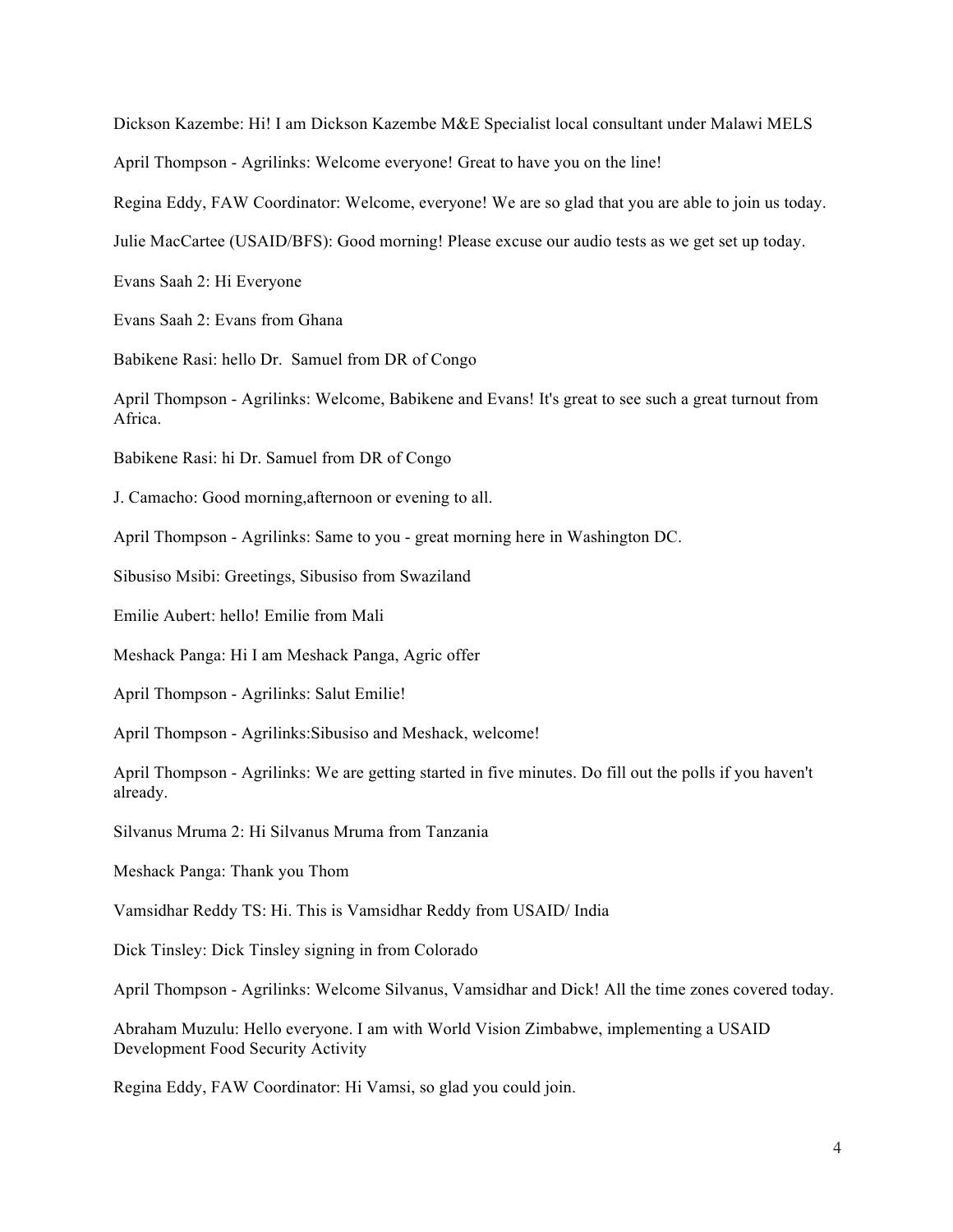Dickson Kazembe: Hi! I am Dickson Kazembe M&E Specialist local consultant under Malawi MELS

April Thompson - Agrilinks: Welcome everyone! Great to have you on the line!

Regina Eddy, FAW Coordinator: Welcome, everyone! We are so glad that you are able to join us today.

Julie MacCartee (USAID/BFS): Good morning! Please excuse our audio tests as we get set up today.

Evans Saah 2: Hi Everyone

Evans Saah 2: Evans from Ghana

Babikene Rasi: hello Dr.  Samuel from DR of Congo

April Thompson - Agrilinks: Welcome, Babikene and Evans! It's great to see such a great turnout from Africa.

Babikene Rasi: hi Dr. Samuel from DR of Congo

J. Camacho: Good morning,afternoon or evening to all.

April Thompson - Agrilinks: Same to you - great morning here in Washington DC.

Sibusiso Msibi: Greetings, Sibusiso from Swaziland

Emilie Aubert: hello! Emilie from Mali

Meshack Panga: Hi I am Meshack Panga, Agric offer

April Thompson - Agrilinks: Salut Emilie!

April Thompson - Agrilinks:Sibusiso and Meshack, welcome!

April Thompson - Agrilinks: We are getting started in five minutes. Do fill out the polls if you haven't already.

Silvanus Mruma 2: Hi Silvanus Mruma from Tanzania

Meshack Panga: Thank you Thom

Vamsidhar Reddy TS: Hi. This is Vamsidhar Reddy from USAID/ India

Dick Tinsley: Dick Tinsley signing in from Colorado

April Thompson - Agrilinks: Welcome Silvanus, Vamsidhar and Dick! All the time zones covered today.

Abraham Muzulu: Hello everyone. I am with World Vision Zimbabwe, implementing a USAID Development Food Security Activity

Regina Eddy, FAW Coordinator: Hi Vamsi, so glad you could join.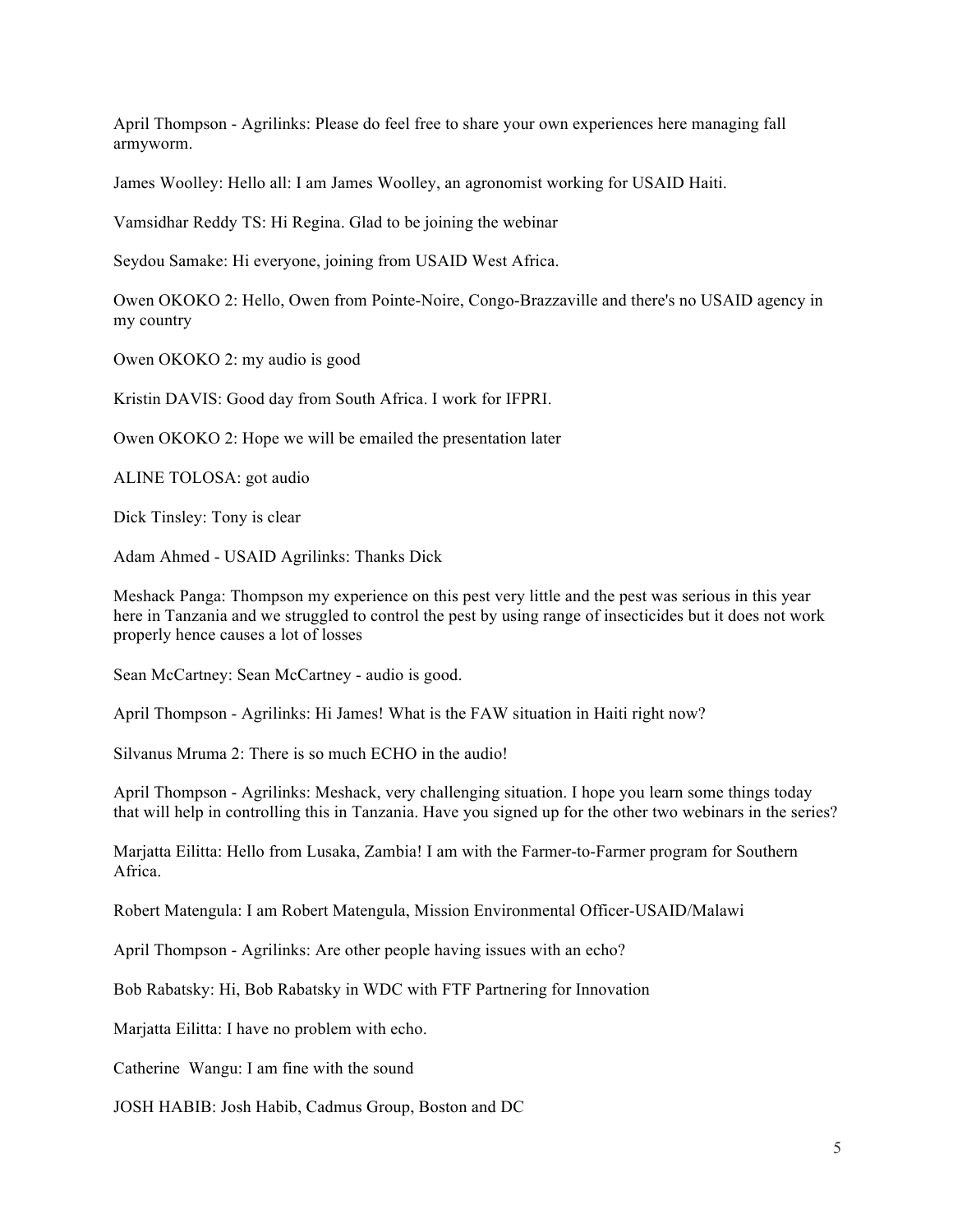April Thompson - Agrilinks: Please do feel free to share your own experiences here managing fall armyworm.

James Woolley: Hello all: I am James Woolley, an agronomist working for USAID Haiti.

Vamsidhar Reddy TS: Hi Regina. Glad to be joining the webinar

Seydou Samake: Hi everyone, joining from USAID West Africa.

Owen OKOKO 2: Hello, Owen from Pointe-Noire, Congo-Brazzaville and there's no USAID agency in my country

Owen OKOKO 2: my audio is good

Kristin DAVIS: Good day from South Africa. I work for IFPRI.

Owen OKOKO 2: Hope we will be emailed the presentation later

ALINE TOLOSA: got audio

Dick Tinsley: Tony is clear

Adam Ahmed - USAID Agrilinks: Thanks Dick

Meshack Panga: Thompson my experience on this pest very little and the pest was serious in this year here in Tanzania and we struggled to control the pest by using range of insecticides but it does not work properly hence causes a lot of losses

Sean McCartney: Sean McCartney - audio is good.

April Thompson - Agrilinks: Hi James! What is the FAW situation in Haiti right now?

Silvanus Mruma 2: There is so much ECHO in the audio!

April Thompson - Agrilinks: Meshack, very challenging situation. I hope you learn some things today that will help in controlling this in Tanzania. Have you signed up for the other two webinars in the series?

Marjatta Eilitta: Hello from Lusaka, Zambia! I am with the Farmer-to-Farmer program for Southern Africa.

Robert Matengula: I am Robert Matengula, Mission Environmental Officer-USAID/Malawi

April Thompson - Agrilinks: Are other people having issues with an echo?

Bob Rabatsky: Hi, Bob Rabatsky in WDC with FTF Partnering for Innovation

Marjatta Eilitta: I have no problem with echo.

Catherine Wangu: I am fine with the sound

JOSH HABIB: Josh Habib, Cadmus Group, Boston and DC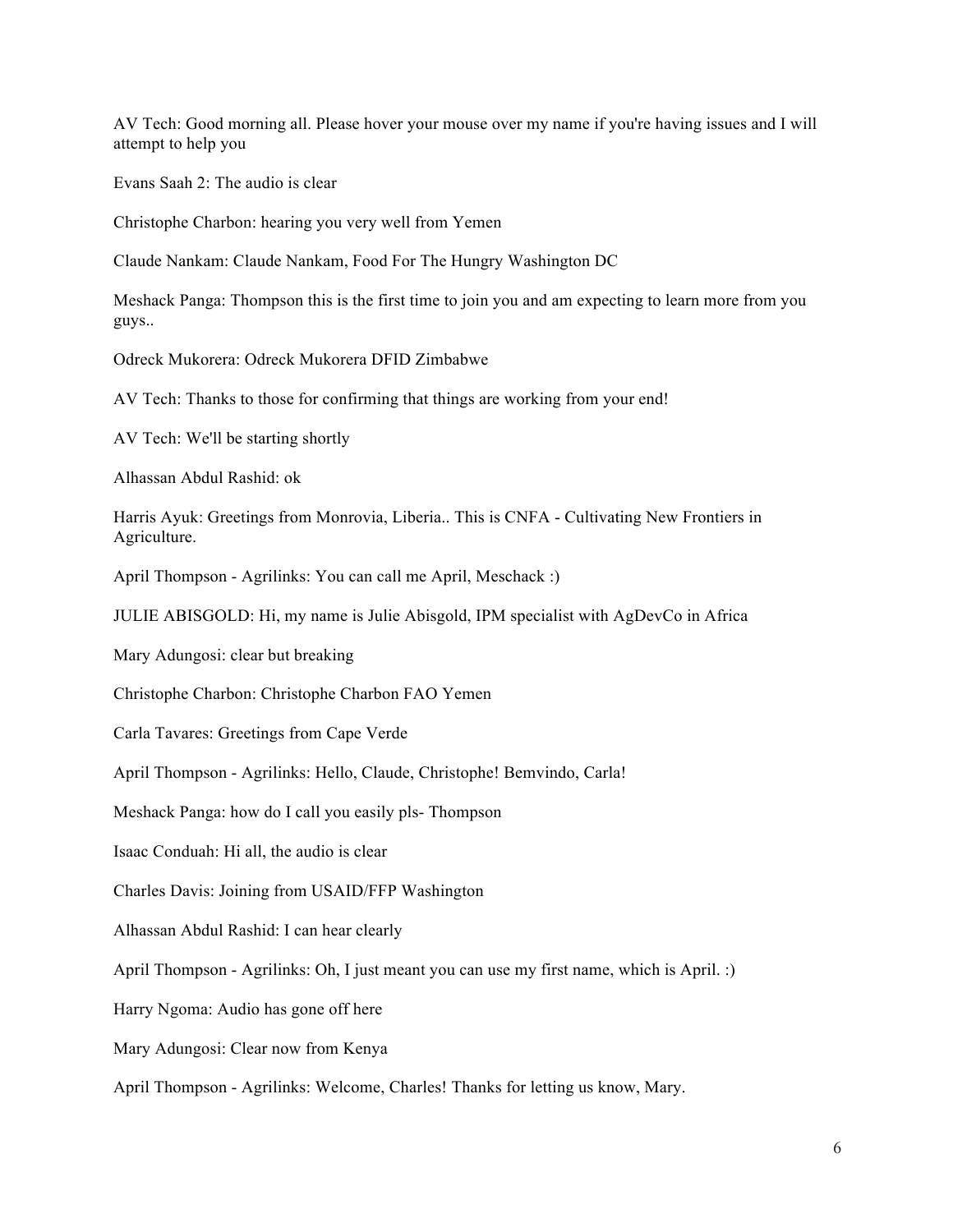AV Tech: Good morning all. Please hover your mouse over my name if you're having issues and I will attempt to help you

Evans Saah 2: The audio is clear

Christophe Charbon: hearing you very well from Yemen

Claude Nankam: Claude Nankam, Food For The Hungry Washington DC

Meshack Panga: Thompson this is the first time to join you and am expecting to learn more from you guys..

Odreck Mukorera: Odreck Mukorera DFID Zimbabwe

AV Tech: Thanks to those for confirming that things are working from your end!

AV Tech: We'll be starting shortly

Alhassan Abdul Rashid: ok

Harris Ayuk: Greetings from Monrovia, Liberia.. This is CNFA - Cultivating New Frontiers in Agriculture.

April Thompson - Agrilinks: You can call me April, Meschack :)

JULIE ABISGOLD: Hi, my name is Julie Abisgold, IPM specialist with AgDevCo in Africa

Mary Adungosi: clear but breaking

Christophe Charbon: Christophe Charbon FAO Yemen

Carla Tavares: Greetings from Cape Verde

April Thompson - Agrilinks: Hello, Claude, Christophe! Bemvindo, Carla!

Meshack Panga: how do I call you easily pls- Thompson

Isaac Conduah: Hi all, the audio is clear

Charles Davis: Joining from USAID/FFP Washington

Alhassan Abdul Rashid: I can hear clearly

April Thompson - Agrilinks: Oh, I just meant you can use my first name, which is April. :)

Harry Ngoma: Audio has gone off here

Mary Adungosi: Clear now from Kenya

April Thompson - Agrilinks: Welcome, Charles! Thanks for letting us know, Mary.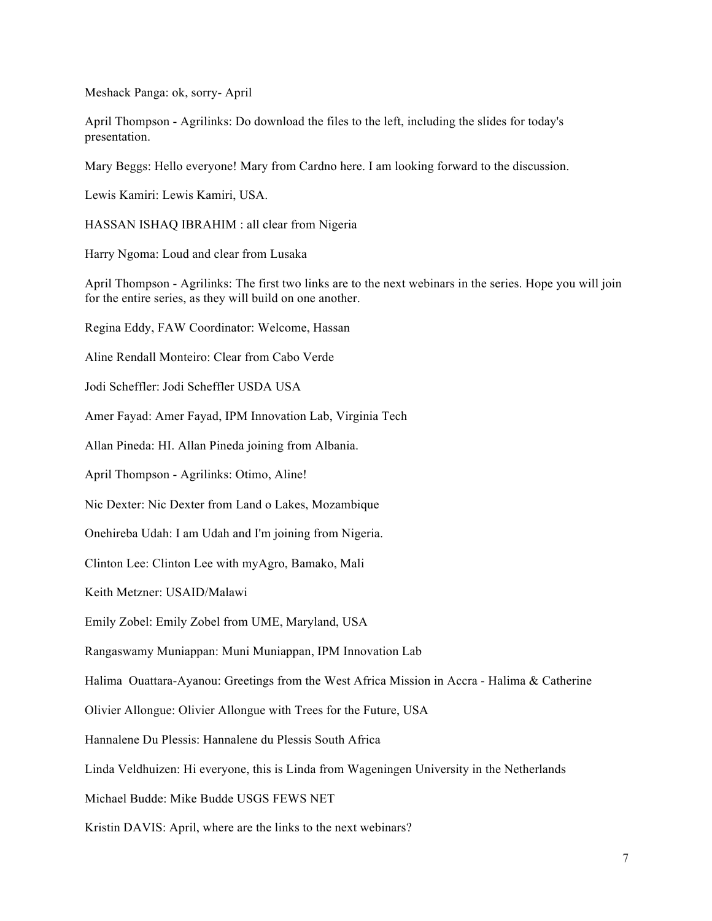Meshack Panga: ok, sorry- April

April Thompson - Agrilinks: Do download the files to the left, including the slides for today's presentation.

Mary Beggs: Hello everyone! Mary from Cardno here. I am looking forward to the discussion.

Lewis Kamiri: Lewis Kamiri, USA.

HASSAN ISHAQ IBRAHIM : all clear from Nigeria

Harry Ngoma: Loud and clear from Lusaka

April Thompson - Agrilinks: The first two links are to the next webinars in the series. Hope you will join for the entire series, as they will build on one another.

Regina Eddy, FAW Coordinator: Welcome, Hassan

Aline Rendall Monteiro: Clear from Cabo Verde

Jodi Scheffler: Jodi Scheffler USDA USA

Amer Fayad: Amer Fayad, IPM Innovation Lab, Virginia Tech

Allan Pineda: HI. Allan Pineda joining from Albania.

April Thompson - Agrilinks: Otimo, Aline!

Nic Dexter: Nic Dexter from Land o Lakes, Mozambique

Onehireba Udah: I am Udah and I'm joining from Nigeria.

Clinton Lee: Clinton Lee with myAgro, Bamako, Mali

Keith Metzner: USAID/Malawi

Emily Zobel: Emily Zobel from UME, Maryland, USA

Rangaswamy Muniappan: Muni Muniappan, IPM Innovation Lab

Halima Ouattara-Ayanou: Greetings from the West Africa Mission in Accra - Halima & Catherine

Olivier Allongue: Olivier Allongue with Trees for the Future, USA

Hannalene Du Plessis: Hannalene du Plessis South Africa

Linda Veldhuizen: Hi everyone, this is Linda from Wageningen University in the Netherlands

Michael Budde: Mike Budde USGS FEWS NET

Kristin DAVIS: April, where are the links to the next webinars?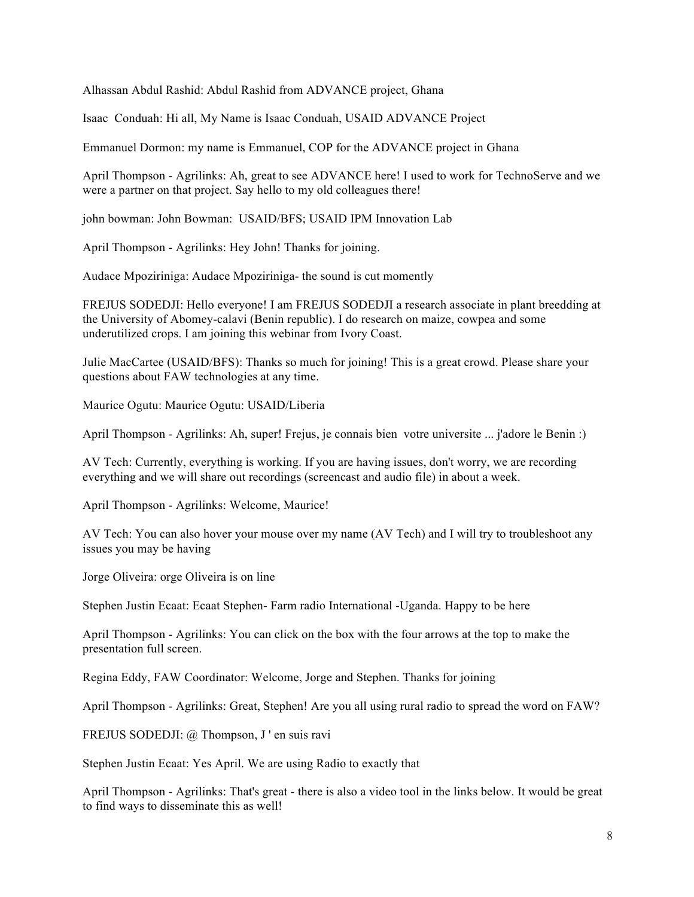Alhassan Abdul Rashid: Abdul Rashid from ADVANCE project, Ghana

Isaac Conduah: Hi all, My Name is Isaac Conduah, USAID ADVANCE Project

Emmanuel Dormon: my name is Emmanuel, COP for the ADVANCE project in Ghana

April Thompson - Agrilinks: Ah, great to see ADVANCE here! I used to work for TechnoServe and we were a partner on that project. Say hello to my old colleagues there!

john bowman: John Bowman: USAID/BFS; USAID IPM Innovation Lab

April Thompson - Agrilinks: Hey John! Thanks for joining.

Audace Mpoziriniga: Audace Mpoziriniga- the sound is cut momently

FREJUS SODEDJI: Hello everyone! I am FREJUS SODEDJI a research associate in plant breedding at the University of Abomey-calavi (Benin republic). I do research on maize, cowpea and some underutilized crops. I am joining this webinar from Ivory Coast.

Julie MacCartee (USAID/BFS): Thanks so much for joining! This is a great crowd. Please share your questions about FAW technologies at any time.

Maurice Ogutu: Maurice Ogutu: USAID/Liberia

April Thompson - Agrilinks: Ah, super! Frejus, je connais bien votre universite ... j'adore le Benin :)

AV Tech: Currently, everything is working. If you are having issues, don't worry, we are recording everything and we will share out recordings (screencast and audio file) in about a week.

April Thompson - Agrilinks: Welcome, Maurice!

AV Tech: You can also hover your mouse over my name (AV Tech) and I will try to troubleshoot any issues you may be having

Jorge Oliveira: orge Oliveira is on line

Stephen Justin Ecaat: Ecaat Stephen- Farm radio International -Uganda. Happy to be here

April Thompson - Agrilinks: You can click on the box with the four arrows at the top to make the presentation full screen.

Regina Eddy, FAW Coordinator: Welcome, Jorge and Stephen. Thanks for joining

April Thompson - Agrilinks: Great, Stephen! Are you all using rural radio to spread the word on FAW?

FREJUS SODEDJI: @ Thompson, J ' en suis ravi

Stephen Justin Ecaat: Yes April. We are using Radio to exactly that

April Thompson - Agrilinks: That's great - there is also a video tool in the links below. It would be great to find ways to disseminate this as well!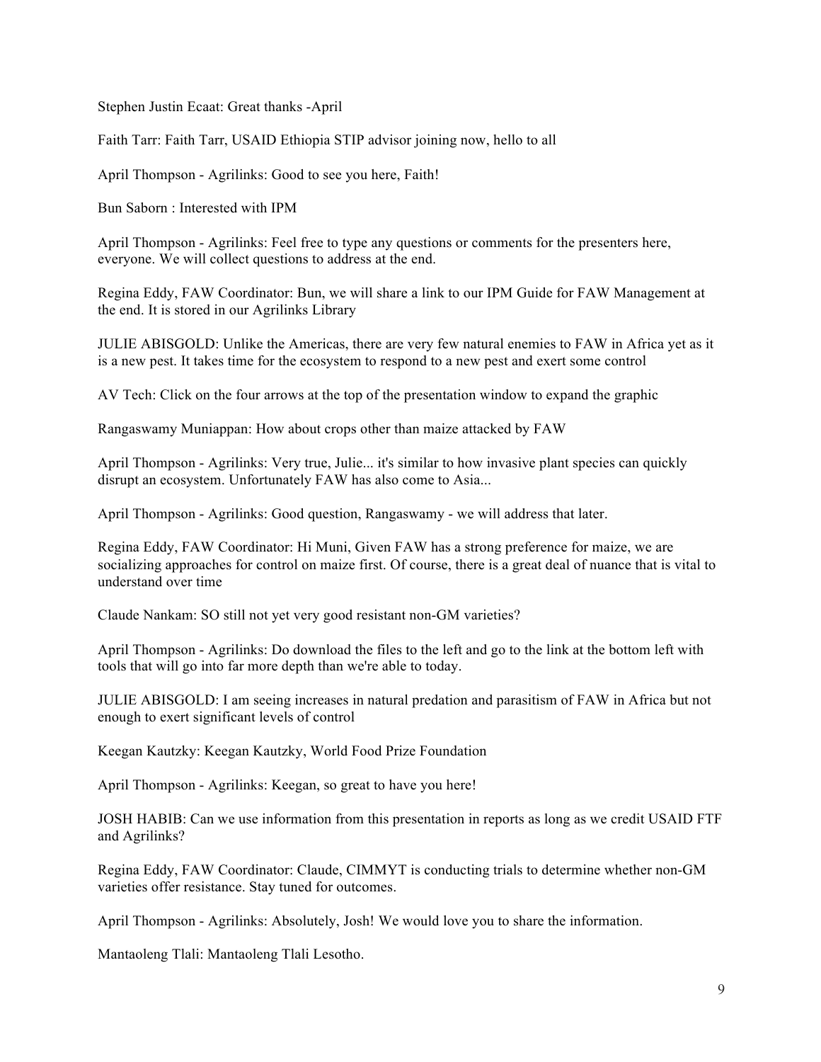Stephen Justin Ecaat: Great thanks -April

Faith Tarr: Faith Tarr, USAID Ethiopia STIP advisor joining now, hello to all

April Thompson - Agrilinks: Good to see you here, Faith!

Bun Saborn : Interested with IPM

April Thompson - Agrilinks: Feel free to type any questions or comments for the presenters here, everyone. We will collect questions to address at the end.

Regina Eddy, FAW Coordinator: Bun, we will share a link to our IPM Guide for FAW Management at the end. It is stored in our Agrilinks Library

JULIE ABISGOLD: Unlike the Americas, there are very few natural enemies to FAW in Africa yet as it is a new pest. It takes time for the ecosystem to respond to a new pest and exert some control

AV Tech: Click on the four arrows at the top of the presentation window to expand the graphic

Rangaswamy Muniappan: How about crops other than maize attacked by FAW

April Thompson - Agrilinks: Very true, Julie... it's similar to how invasive plant species can quickly disrupt an ecosystem. Unfortunately FAW has also come to Asia...

April Thompson - Agrilinks: Good question, Rangaswamy - we will address that later.

Regina Eddy, FAW Coordinator: Hi Muni, Given FAW has a strong preference for maize, we are socializing approaches for control on maize first. Of course, there is a great deal of nuance that is vital to understand over time

Claude Nankam: SO still not yet very good resistant non-GM varieties?

April Thompson - Agrilinks: Do download the files to the left and go to the link at the bottom left with tools that will go into far more depth than we're able to today.

JULIE ABISGOLD: I am seeing increases in natural predation and parasitism of FAW in Africa but not enough to exert significant levels of control

Keegan Kautzky: Keegan Kautzky, World Food Prize Foundation

April Thompson - Agrilinks: Keegan, so great to have you here!

JOSH HABIB: Can we use information from this presentation in reports as long as we credit USAID FTF and Agrilinks?

Regina Eddy, FAW Coordinator: Claude, CIMMYT is conducting trials to determine whether non-GM varieties offer resistance. Stay tuned for outcomes.

April Thompson - Agrilinks: Absolutely, Josh! We would love you to share the information.

Mantaoleng Tlali: Mantaoleng Tlali Lesotho.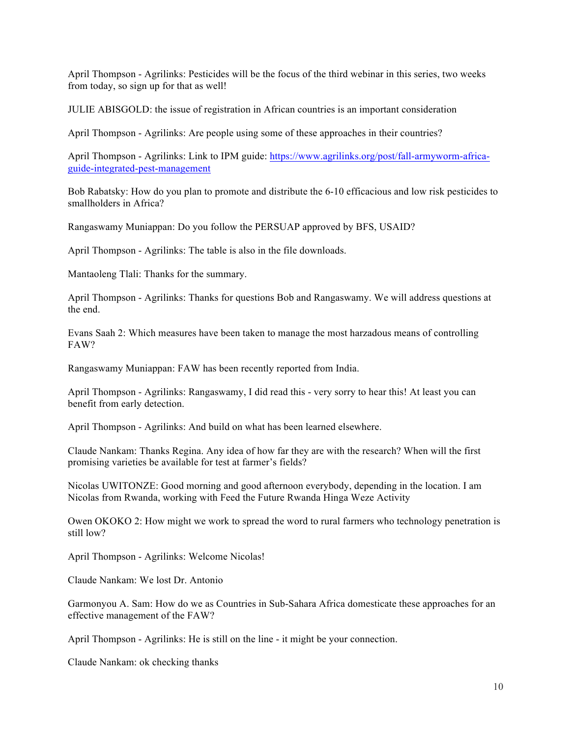April Thompson - Agrilinks: Pesticides will be the focus of the third webinar in this series, two weeks from today, so sign up for that as well!

JULIE ABISGOLD: the issue of registration in African countries is an important consideration

April Thompson - Agrilinks: Are people using some of these approaches in their countries?

April Thompson - Agrilinks: Link to IPM guide: [https://www.agrilinks.org/post/fall-armyworm-africa-guide-integrated-pest-management](https://www.agrilinks.org/post/fall-armyworm-africa-guide-integrated-pest-management)

Bob Rabatsky: How do you plan to promote and distribute the 6-10 efficacious and low risk pesticides to smallholders in Africa?

Rangaswamy Muniappan: Do you follow the PERSUAP approved by BFS, USAID?

April Thompson - Agrilinks: The table is also in the file downloads.

Mantaoleng Tlali: Thanks for the summary.

April Thompson - Agrilinks: Thanks for questions Bob and Rangaswamy. We will address questions at the end.

Evans Saah 2: Which measures have been taken to manage the most harzadous means of controlling FAW?

Rangaswamy Muniappan: FAW has been recently reported from India.

April Thompson - Agrilinks: Rangaswamy, I did read this - very sorry to hear this! At least you can benefit from early detection.

April Thompson - Agrilinks: And build on what has been learned elsewhere.

Claude Nankam: Thanks Regina. Any idea of how far they are with the research? When will the first promising varieties be available for test at farmer's fields?

Nicolas UWITONZE: Good morning and good afternoon everybody, depending in the location. I am Nicolas from Rwanda, working with Feed the Future Rwanda Hinga Weze Activity

Owen OKOKO 2: How might we work to spread the word to rural farmers who technology penetration is still low?

April Thompson - Agrilinks: Welcome Nicolas!

Claude Nankam: We lost Dr. Antonio

Garmonyou A. Sam: How do we as Countries in Sub-Sahara Africa domesticate these approaches for an effective management of the FAW?

April Thompson - Agrilinks: He is still on the line - it might be your connection.

Claude Nankam: ok checking thanks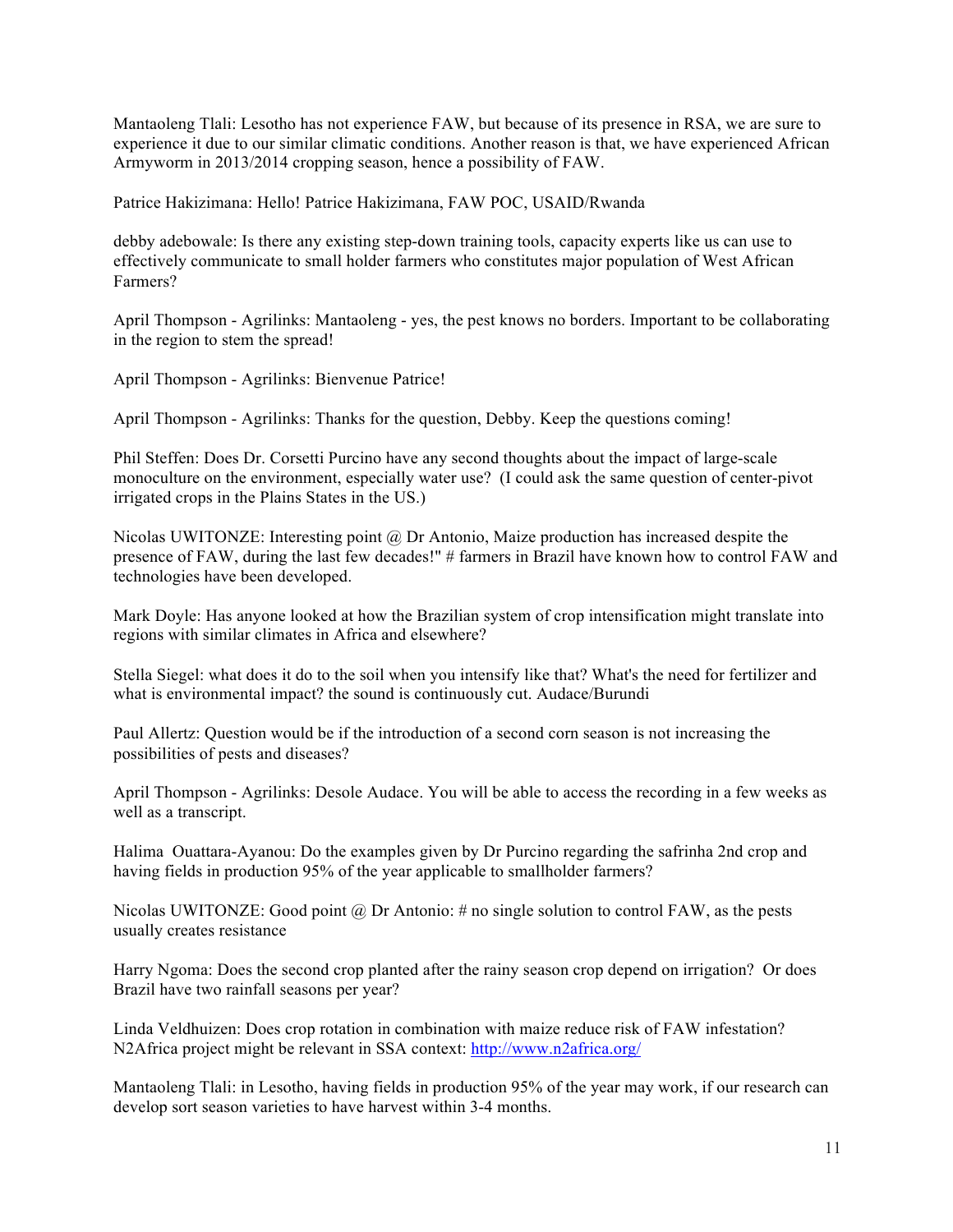Mantaoleng Tlali: Lesotho has not experience FAW, but because of its presence in RSA, we are sure to experience it due to our similar climatic conditions. Another reason is that, we have experienced African Armyworm in 2013/2014 cropping season, hence a possibility of FAW.

Patrice Hakizimana: Hello! Patrice Hakizimana, FAW POC, USAID/Rwanda

debby adebowale: Is there any existing step-down training tools, capacity experts like us can use to effectively communicate to small holder farmers who constitutes major population of West African Farmers?

April Thompson - Agrilinks: Mantaoleng - yes, the pest knows no borders. Important to be collaborating in the region to stem the spread!

April Thompson - Agrilinks: Bienvenue Patrice!

April Thompson - Agrilinks: Thanks for the question, Debby. Keep the questions coming!

Phil Steffen: Does Dr. Corsetti Purcino have any second thoughts about the impact of large-scale monoculture on the environment, especially water use? (I could ask the same question of center-pivot irrigated crops in the Plains States in the US.)

Nicolas UWITONZE: Interesting point @ Dr Antonio, Maize production has increased despite the presence of FAW, during the last few decades!" # farmers in Brazil have known how to control FAW and technologies have been developed.

Mark Doyle: Has anyone looked at how the Brazilian system of crop intensification might translate into regions with similar climates in Africa and elsewhere?

Stella Siegel: what does it do to the soil when you intensify like that? What's the need for fertilizer and what is environmental impact? the sound is continuously cut. Audace/Burundi

Paul Allertz: Question would be if the introduction of a second corn season is not increasing the possibilities of pests and diseases?

April Thompson - Agrilinks: Desole Audace. You will be able to access the recording in a few weeks as well as a transcript.

Halima Ouattara-Ayanou: Do the examples given by Dr Purcino regarding the safrinha 2nd crop and having fields in production 95% of the year applicable to smallholder farmers?

Nicolas UWITONZE: Good point @ Dr Antonio: # no single solution to control FAW, as the pests usually creates resistance

Harry Ngoma: Does the second crop planted after the rainy season crop depend on irrigation? Or does Brazil have two rainfall seasons per year?

Linda Veldhuizen: Does crop rotation in combination with maize reduce risk of FAW infestation? N2Africa project might be relevant in SSA context: http://www.n2africa.org/

Mantaoleng Tlali: in Lesotho, having fields in production 95% of the year may work, if our research can develop sort season varieties to have harvest within 3-4 months.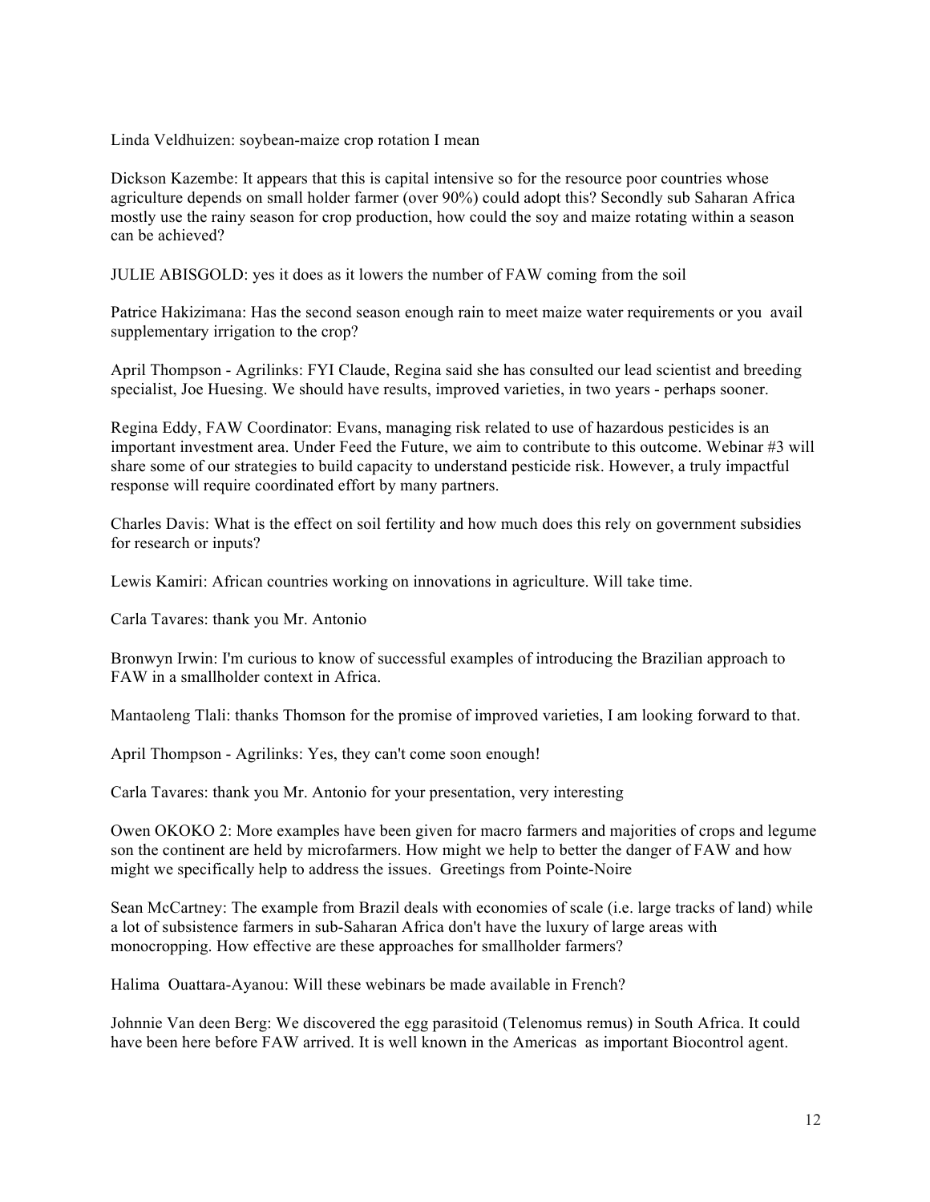Linda Veldhuizen: soybean-maize crop rotation I mean

Dickson Kazembe: It appears that this is capital intensive so for the resource poor countries whose agriculture depends on small holder farmer (over 90%) could adopt this? Secondly sub Saharan Africa mostly use the rainy season for crop production, how could the soy and maize rotating within a season can be achieved?

JULIE ABISGOLD: yes it does as it lowers the number of FAW coming from the soil

Patrice Hakizimana: Has the second season enough rain to meet maize water requirements or you avail supplementary irrigation to the crop?

April Thompson - Agrilinks: FYI Claude, Regina said she has consulted our lead scientist and breeding specialist, Joe Huesing. We should have results, improved varieties, in two years - perhaps sooner.

Regina Eddy, FAW Coordinator: Evans, managing risk related to use of hazardous pesticides is an important investment area. Under Feed the Future, we aim to contribute to this outcome. Webinar #3 will share some of our strategies to build capacity to understand pesticide risk. However, a truly impactful response will require coordinated effort by many partners.

Charles Davis: What is the effect on soil fertility and how much does this rely on government subsidies for research or inputs?

Lewis Kamiri: African countries working on innovations in agriculture. Will take time.

Carla Tavares: thank you Mr. Antonio

Bronwyn Irwin: I'm curious to know of successful examples of introducing the Brazilian approach to FAW in a smallholder context in Africa.

Mantaoleng Tlali: thanks Thomson for the promise of improved varieties, I am looking forward to that.

April Thompson - Agrilinks: Yes, they can't come soon enough!

Carla Tavares: thank you Mr. Antonio for your presentation, very interesting

Owen OKOKO 2: More examples have been given for macro farmers and majorities of crops and legume son the continent are held by microfarmers. How might we help to better the danger of FAW and how might we specifically help to address the issues. Greetings from Pointe-Noire

Sean McCartney: The example from Brazil deals with economies of scale (i.e. large tracks of land) while a lot of subsistence farmers in sub-Saharan Africa don't have the luxury of large areas with monocropping. How effective are these approaches for smallholder farmers?

Halima Ouattara-Ayanou: Will these webinars be made available in French?

Johnnie Van deen Berg: We discovered the egg parasitoid (Telenomus remus) in South Africa. It could have been here before FAW arrived. It is well known in the Americas as important Biocontrol agent.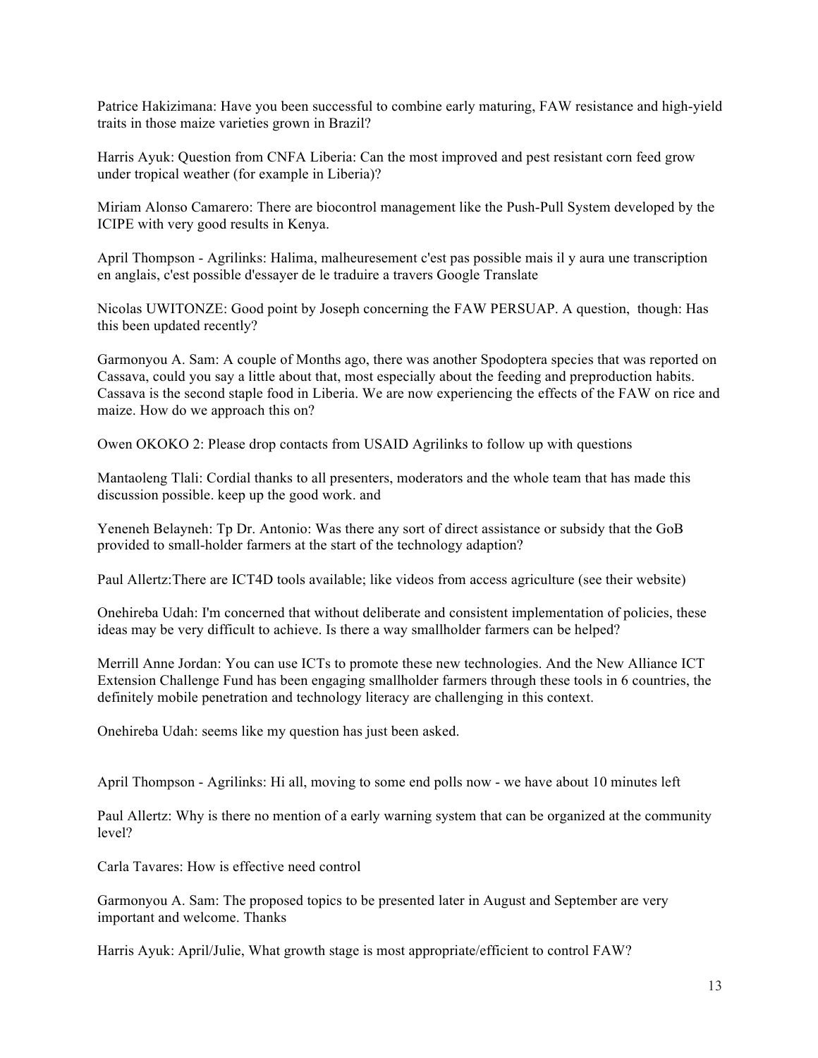Patrice Hakizimana: Have you been successful to combine early maturing, FAW resistance and high-yield traits in those maize varieties grown in Brazil?

Harris Ayuk: Question from CNFA Liberia: Can the most improved and pest resistant corn feed grow under tropical weather (for example in Liberia)?

Miriam Alonso Camarero: There are biocontrol management like the Push-Pull System developed by the ICIPE with very good results in Kenya.

April Thompson - Agrilinks: Halima, malheuresement c'est pas possible mais il y aura une transcription en anglais, c'est possible d'essayer de le traduire a travers Google Translate

Nicolas UWITONZE: Good point by Joseph concerning the FAW PERSUAP. A question, though: Has this been updated recently?

Garmonyou A. Sam: A couple of Months ago, there was another Spodoptera species that was reported on Cassava, could you say a little about that, most especially about the feeding and preproduction habits. Cassava is the second staple food in Liberia. We are now experiencing the effects of the FAW on rice and maize. How do we approach this on?

Owen OKOKO 2: Please drop contacts from USAID Agrilinks to follow up with questions

Mantaoleng Tlali: Cordial thanks to all presenters, moderators and the whole team that has made this discussion possible. keep up the good work. and

Yeneneh Belayneh: Tp Dr. Antonio: Was there any sort of direct assistance or subsidy that the GoB provided to small-holder farmers at the start of the technology adaption?

Paul Allertz:There are ICT4D tools available; like videos from access agriculture (see their website)

Onehireba Udah: I'm concerned that without deliberate and consistent implementation of policies, these ideas may be very difficult to achieve. Is there a way smallholder farmers can be helped?

Merrill Anne Jordan: You can use ICTs to promote these new technologies. And the New Alliance ICT Extension Challenge Fund has been engaging smallholder farmers through these tools in 6 countries, the definitely mobile penetration and technology literacy are challenging in this context.

Onehireba Udah: seems like my question has just been asked.

April Thompson - Agrilinks: Hi all, moving to some end polls now - we have about 10 minutes left

Paul Allertz: Why is there no mention of a early warning system that can be organized at the community level?

Carla Tavares: How is effective need control

Garmonyou A. Sam: The proposed topics to be presented later in August and September are very important and welcome. Thanks

Harris Ayuk: April/Julie, What growth stage is most appropriate/efficient to control FAW?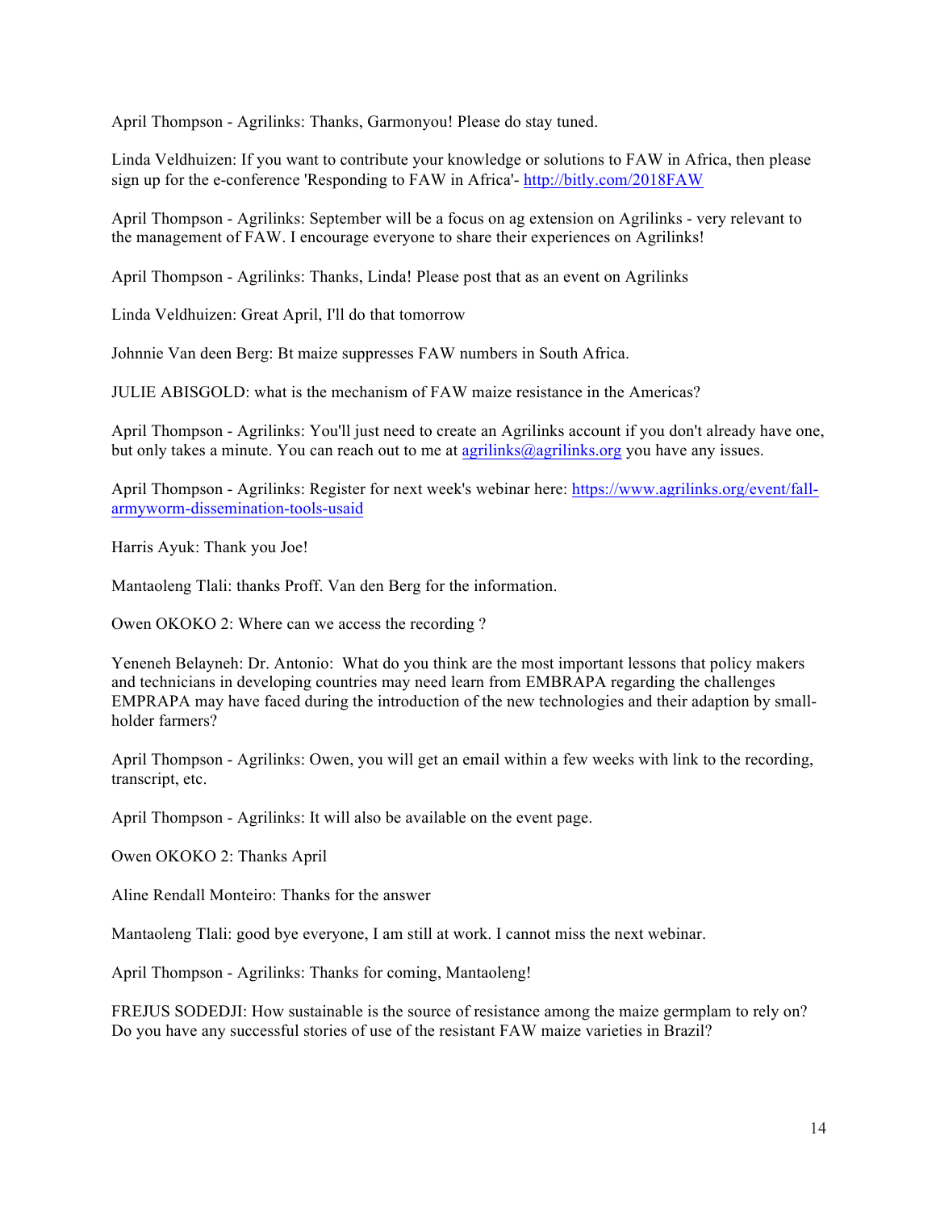April Thompson - Agrilinks: Thanks, Garmonyou! Please do stay tuned.

Linda Veldhuizen: If you want to contribute your knowledge or solutions to FAW in Africa, then please sign up for the e-conference 'Responding to FAW in Africa'- http://bitly.com/2018FAW

April Thompson - Agrilinks: September will be a focus on ag extension on Agrilinks - very relevant to the management of FAW. I encourage everyone to share their experiences on Agrilinks!

April Thompson - Agrilinks: Thanks, Linda! Please post that as an event on Agrilinks

Linda Veldhuizen: Great April, I'll do that tomorrow

Johnnie Van deen Berg: Bt maize suppresses FAW numbers in South Africa.

JULIE ABISGOLD: what is the mechanism of FAW maize resistance in the Americas?

April Thompson - Agrilinks: You'll just need to create an Agrilinks account if you don't already have one, but only takes a minute. You can reach out to me at agrilinks@agrilinks.org you have any issues.

April Thompson - Agrilinks: Register for next week's webinar here: https://www.agrilinks.org/event/fall-armyworm-dissemination-tools-usaid

Harris Ayuk: Thank you Joe!

Mantaoleng Tlali: thanks Proff. Van den Berg for the information.

Owen OKOKO 2: Where can we access the recording ?

Yeneneh Belayneh: Dr. Antonio: What do you think are the most important lessons that policy makers and technicians in developing countries may need learn from EMBRAPA regarding the challenges EMPRAPA may have faced during the introduction of the new technologies and their adaption by small-holder farmers?

April Thompson - Agrilinks: Owen, you will get an email within a few weeks with link to the recording, transcript, etc.

April Thompson - Agrilinks: It will also be available on the event page.

Owen OKOKO 2: Thanks April

Aline Rendall Monteiro: Thanks for the answer

Mantaoleng Tlali: good bye everyone, I am still at work. I cannot miss the next webinar.

April Thompson - Agrilinks: Thanks for coming, Mantaoleng!

FREJUS SODEDJI: How sustainable is the source of resistance among the maize germplam to rely on? Do you have any successful stories of use of the resistant FAW maize varieties in Brazil?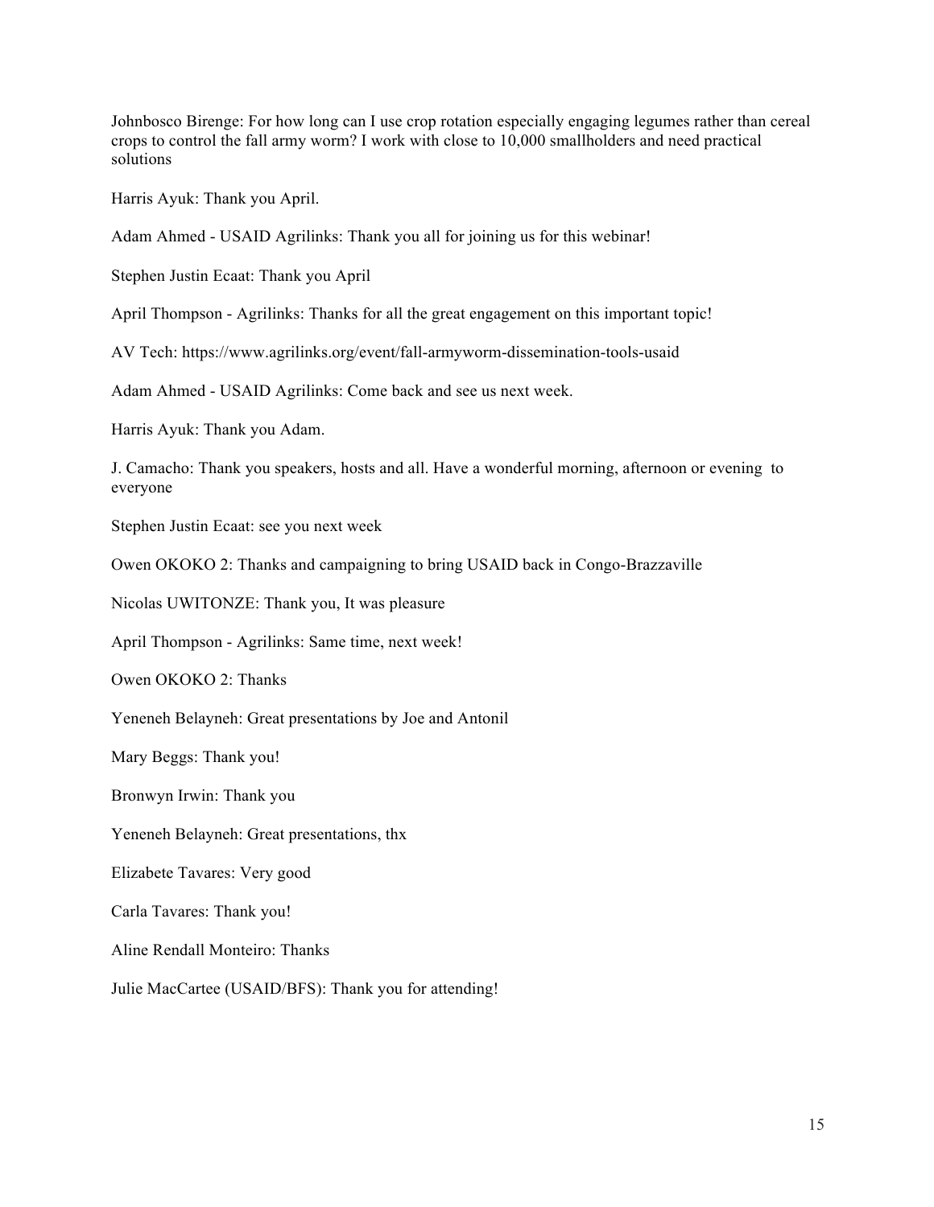Johnbosco Birenge: For how long can I use crop rotation especially engaging legumes rather than cereal crops to control the fall army worm? I work with close to 10,000 smallholders and need practical solutions

Harris Ayuk: Thank you April.

Adam Ahmed - USAID Agrilinks: Thank you all for joining us for this webinar!

Stephen Justin Ecaat: Thank you April

April Thompson - Agrilinks: Thanks for all the great engagement on this important topic!

AV Tech: https://www.agrilinks.org/event/fall-armyworm-dissemination-tools-usaid

Adam Ahmed - USAID Agrilinks: Come back and see us next week.

Harris Ayuk: Thank you Adam.

J. Camacho: Thank you speakers, hosts and all. Have a wonderful morning, afternoon or evening to everyone

Stephen Justin Ecaat: see you next week

Owen OKOKO 2: Thanks and campaigning to bring USAID back in Congo-Brazzaville

Nicolas UWITONZE: Thank you, It was pleasure

April Thompson - Agrilinks: Same time, next week!

Owen OKOKO 2: Thanks

Yeneneh Belayneh: Great presentations by Joe and Antonil

Mary Beggs: Thank you!

Bronwyn Irwin: Thank you

Yeneneh Belayneh: Great presentations, thx

Elizabete Tavares: Very good

Carla Tavares: Thank you!

Aline Rendall Monteiro: Thanks

Julie MacCartee (USAID/BFS): Thank you for attending!